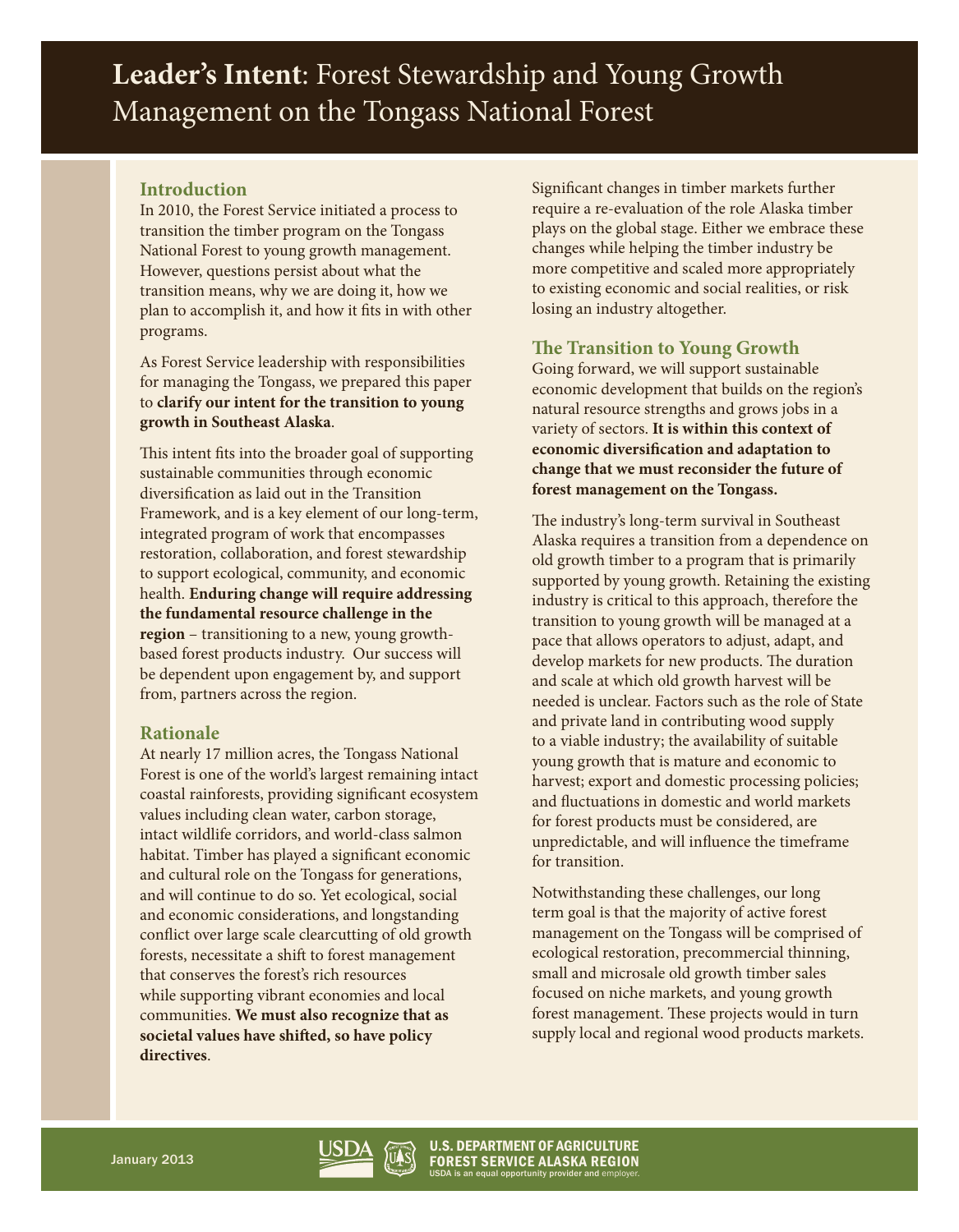# **Leader's Intent**: Forest Stewardship and Young Growth Management on the Tongass National Forest

## Introduction

In 2010, the Forest Service initiated a process to transition the timber program on the Tongass National Forest to young growth management. However, questions persist about what the transition means, why we are doing it, how we plan to accomplish it, and how it fits in with other programs.

As Forest Service leadership with responsibilities for managing the Tongass, we prepared this paper to **clarify our intent for the transition to young growth in Southeast Alaska**.

This intent fits into the broader goal of supporting sustainable communities through economic diversification as laid out in the Transition Framework, and is a key element of our long-term, integrated program of work that encompasses restoration, collaboration, and forest stewardship to support ecological, community, and economic health. **Enduring change will require addressing the fundamental resource challenge in the region** – transitioning to a new, young growth-based forest products industry. Our success will be dependent upon engagement by, and support from, partners across the region.

## Rationale

At nearly 17 million acres, the Tongass National Forest is one of the world's largest remaining intact coastal rainforests, providing significant ecosystem values including clean water, carbon storage, intact wildlife corridors, and world-class salmon habitat. Timber has played a significant economic and cultural role on the Tongass for generations, and will continue to do so. Yet ecological, social and economic considerations, and longstanding conflict over large scale clearcutting of old growth forests, necessitate a shift to forest management that conserves the forest's rich resources while supporting vibrant economies and local communities. **We must also recognize that as societal values have shifted, so have policy directives**.

Significant changes in timber markets further require a re-evaluation of the role Alaska timber plays on the global stage. Either we embrace these changes while helping the timber industry be more competitive and scaled more appropriately to existing economic and social realities, or risk losing an industry altogether.

## The Transition to Young Growth

Going forward, we will support sustainable economic development that builds on the region's natural resource strengths and grows jobs in a variety of sectors. **It is within this context of economic diversification and adaptation to change that we must reconsider the future of forest management on the Tongass.**

The industry's long-term survival in Southeast Alaska requires a transition from a dependence on old growth timber to a program that is primarily supported by young growth. Retaining the existing industry is critical to this approach, therefore the transition to young growth will be managed at a pace that allows operators to adjust, adapt, and develop markets for new products. The duration and scale at which old growth harvest will be needed is unclear. Factors such as the role of State and private land in contributing wood supply to a viable industry; the availability of suitable young growth that is mature and economic to harvest; export and domestic processing policies; and fluctuations in domestic and world markets for forest products must be considered, are unpredictable, and will influence the timeframe for transition.

Notwithstanding these challenges, our long term goal is that the majority of active forest management on the Tongass will be comprised of ecological restoration, precommercial thinning, small and microsale old growth timber sales focused on niche markets, and young growth forest management. These projects would in turn supply local and regional wood products markets.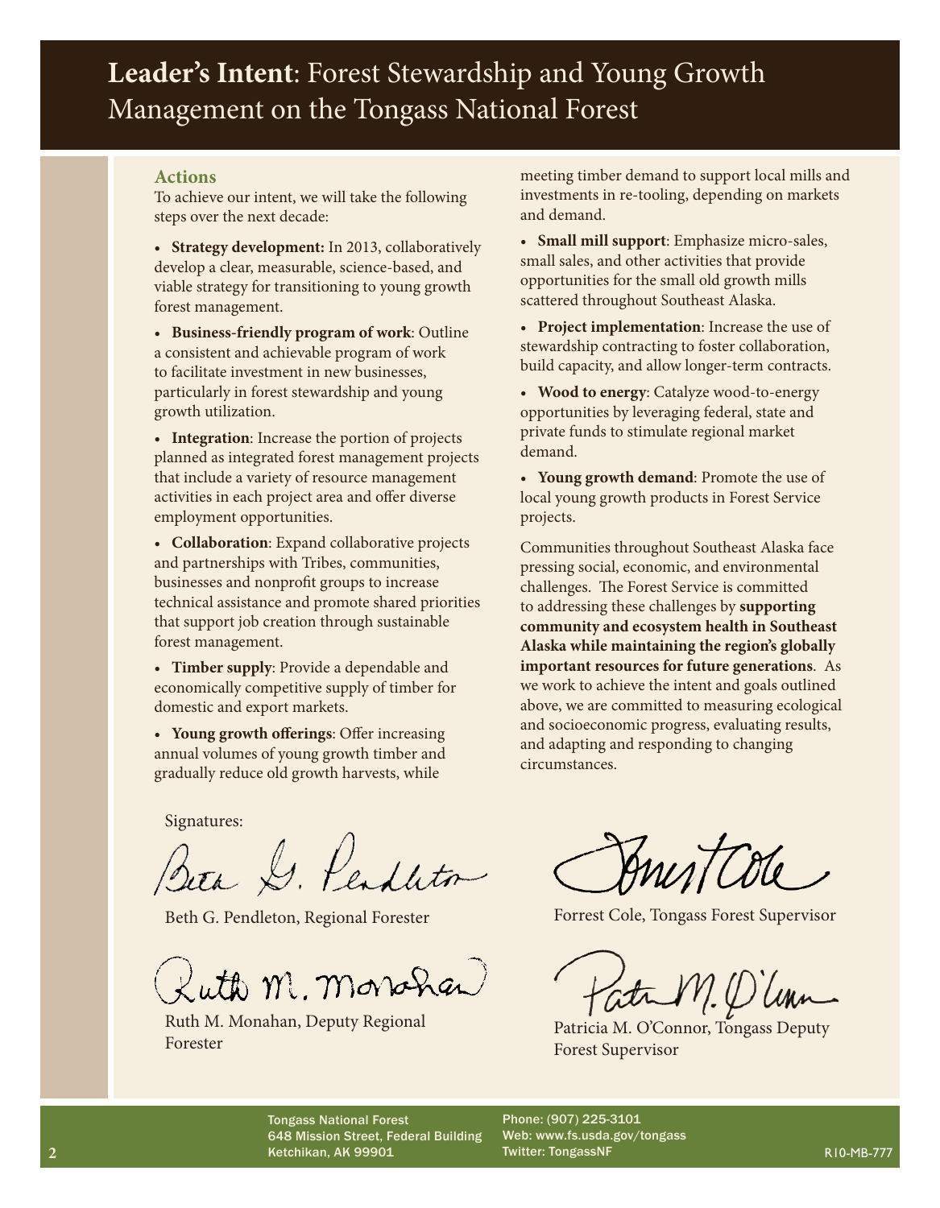# **Leader's Intent**: Forest Stewardship and Young Growth Management on the Tongass National Forest

## Actions

To achieve our intent, we will take the following steps over the next decade:

- **Strategy development:** In 2013, collaboratively develop a clear, measurable, science-based, and viable strategy for transitioning to young growth forest management.
- **Business-friendly program of work**: Outline a consistent and achievable program of work to facilitate investment in new businesses, particularly in forest stewardship and young growth utilization.
- **Integration**: Increase the portion of projects planned as integrated forest management projects that include a variety of resource management activities in each project area and offer diverse employment opportunities.
- **Collaboration**: Expand collaborative projects and partnerships with Tribes, communities, businesses and nonprofit groups to increase technical assistance and promote shared priorities that support job creation through sustainable forest management.
- **Timber supply**: Provide a dependable and economically competitive supply of timber for domestic and export markets.
- **Young growth offerings**: Offer increasing annual volumes of young growth timber and gradually reduce old growth harvests, while meeting timber demand to support local mills and investments in re-tooling, depending on markets and demand.
- **Small mill support**: Emphasize micro-sales, small sales, and other activities that provide opportunities for the small old growth mills scattered throughout Southeast Alaska.
- **Project implementation**: Increase the use of stewardship contracting to foster collaboration, build capacity, and allow longer-term contracts.
- **Wood to energy**: Catalyze wood-to-energy opportunities by leveraging federal, state and private funds to stimulate regional market demand.
- **Young growth demand**: Promote the use of local young growth products in Forest Service projects.

Communities throughout Southeast Alaska face pressing social, economic, and environmental challenges. The Forest Service is committed to addressing these challenges by **supporting community and ecosystem health in Southeast Alaska while maintaining the region's globally important resources for future generations**. As we work to achieve the intent and goals outlined above, we are committed to measuring ecological and socioeconomic progress, evaluating results, and adapting and responding to changing circumstances.

Signatures:

Beth G. Pendleton, Regional Forester

Forrest Cole, Tongass Forest Supervisor

Ruth M. Monahan, Deputy Regional Forester

Patricia M. O'Connor, Tongass Deputy Forest Supervisor

Tongass National Forest
648 Mission Street, Federal Building
Ketchikan, AK 99901

Phone: (907) 225-3101
Web: www.fs.usda.gov/tongass
Twitter: TongassNF

R10-MB-777